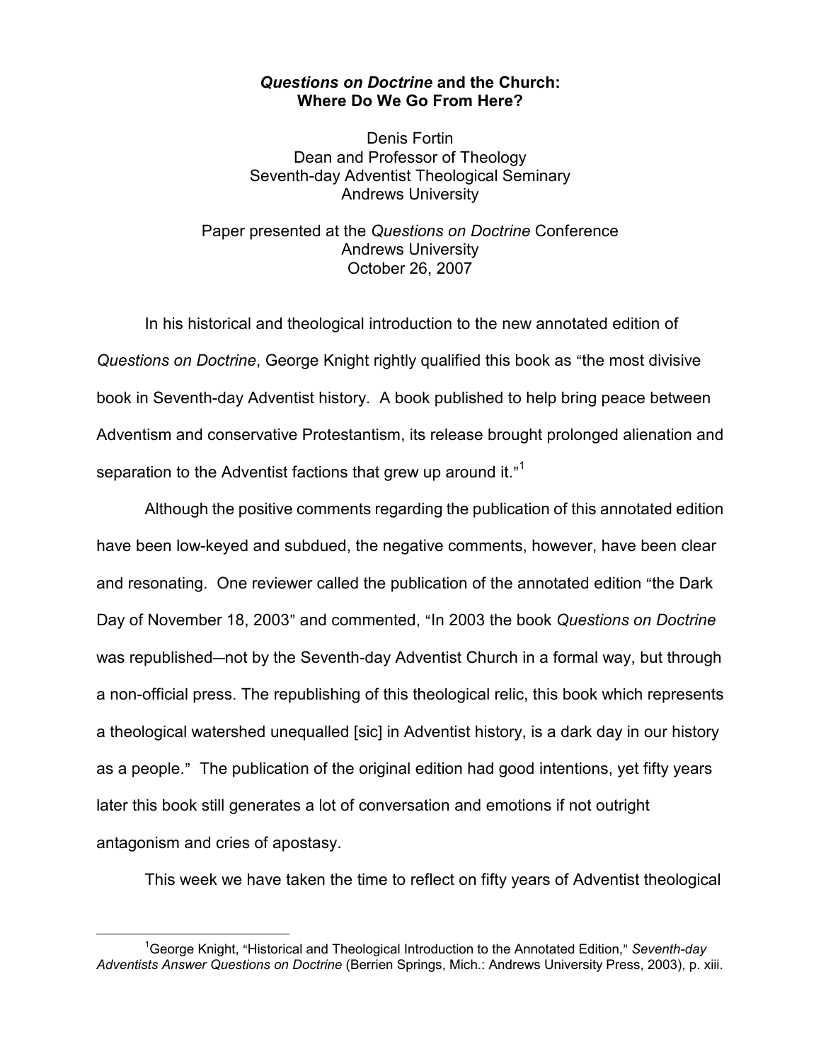# *Questions on Doctrine* and the Church: Where Do We Go From Here?

Denis Fortin
Dean and Professor of Theology
Seventh-day Adventist Theological Seminary
Andrews University

Paper presented at the *Questions on Doctrine* Conference
Andrews University
October 26, 2007

In his historical and theological introduction to the new annotated edition of *Questions on Doctrine*, George Knight rightly qualified this book as "the most divisive book in Seventh-day Adventist history. A book published to help bring peace between Adventism and conservative Protestantism, its release brought prolonged alienation and separation to the Adventist factions that grew up around it."[1]

Although the positive comments regarding the publication of this annotated edition have been low-keyed and subdued, the negative comments, however, have been clear and resonating. One reviewer called the publication of the annotated edition "the Dark Day of November 18, 2003" and commented, "In 2003 the book *Questions on Doctrine* was republished—not by the Seventh-day Adventist Church in a formal way, but through a non-official press. The republishing of this theological relic, this book which represents a theological watershed unequalled [sic] in Adventist history, is a dark day in our history as a people." The publication of the original edition had good intentions, yet fifty years later this book still generates a lot of conversation and emotions if not outright antagonism and cries of apostasy.

This week we have taken the time to reflect on fifty years of Adventist theological

---

[1] George Knight, "Historical and Theological Introduction to the Annotated Edition," *Seventh-day Adventists Answer Questions on Doctrine* (Berrien Springs, Mich.: Andrews University Press, 2003), p. xiii.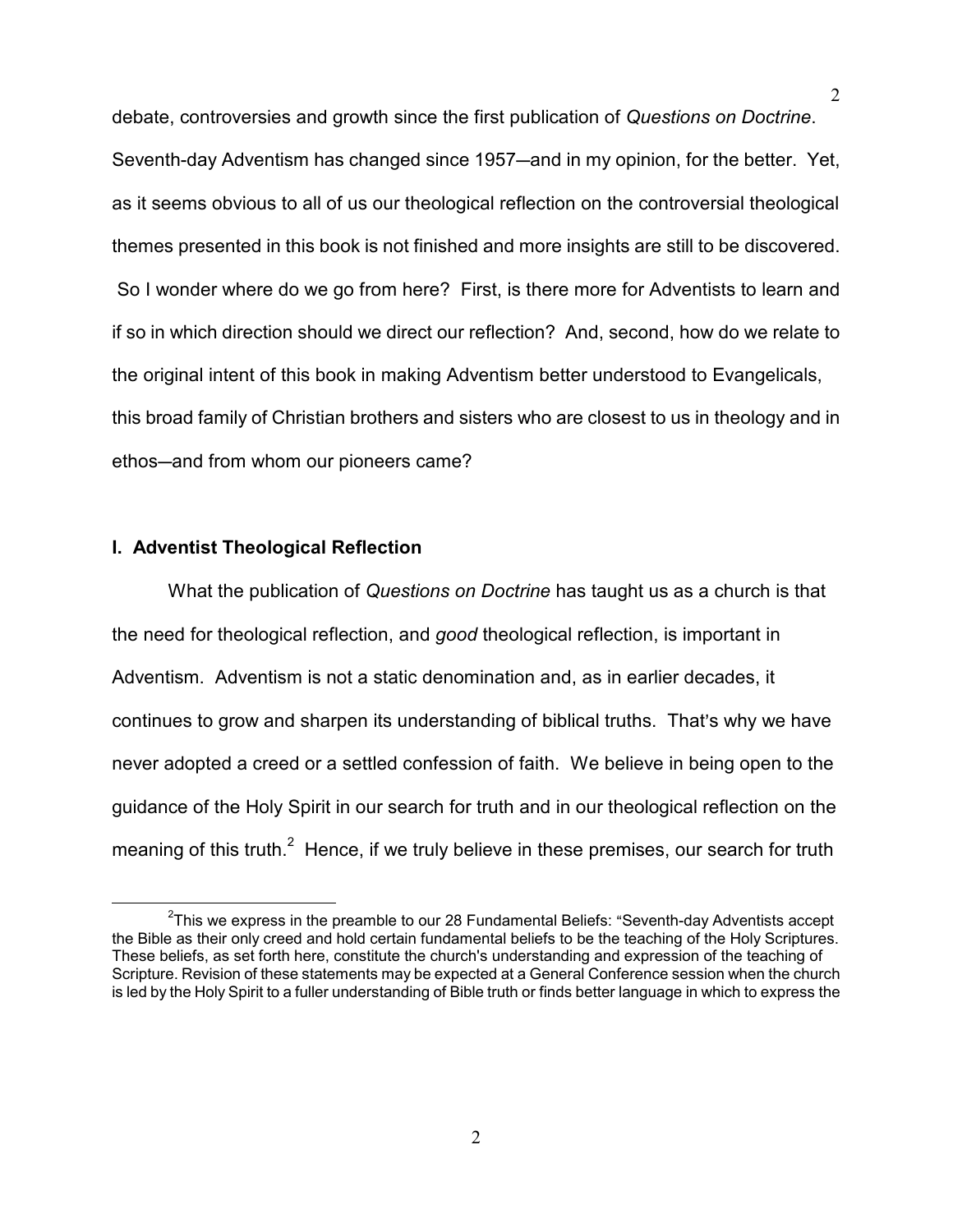debate, controversies and growth since the first publication of *Questions on Doctrine*. Seventh-day Adventism has changed since 1957—and in my opinion, for the better. Yet, as it seems obvious to all of us our theological reflection on the controversial theological themes presented in this book is not finished and more insights are still to be discovered. So I wonder where do we go from here? First, is there more for Adventists to learn and if so in which direction should we direct our reflection? And, second, how do we relate to the original intent of this book in making Adventism better understood to Evangelicals, this broad family of Christian brothers and sisters who are closest to us in theology and in ethos—and from whom our pioneers came?

## I. Adventist Theological Reflection

What the publication of *Questions on Doctrine* has taught us as a church is that the need for theological reflection, and *good* theological reflection, is important in Adventism. Adventism is not a static denomination and, as in earlier decades, it continues to grow and sharpen its understanding of biblical truths. That's why we have never adopted a creed or a settled confession of faith. We believe in being open to the guidance of the Holy Spirit in our search for truth and in our theological reflection on the meaning of this truth.[2] Hence, if we truly believe in these premises, our search for truth

---

[2]This we express in the preamble to our 28 Fundamental Beliefs: "Seventh-day Adventists accept the Bible as their only creed and hold certain fundamental beliefs to be the teaching of the Holy Scriptures. These beliefs, as set forth here, constitute the church's understanding and expression of the teaching of Scripture. Revision of these statements may be expected at a General Conference session when the church is led by the Holy Spirit to a fuller understanding of Bible truth or finds better language in which to express the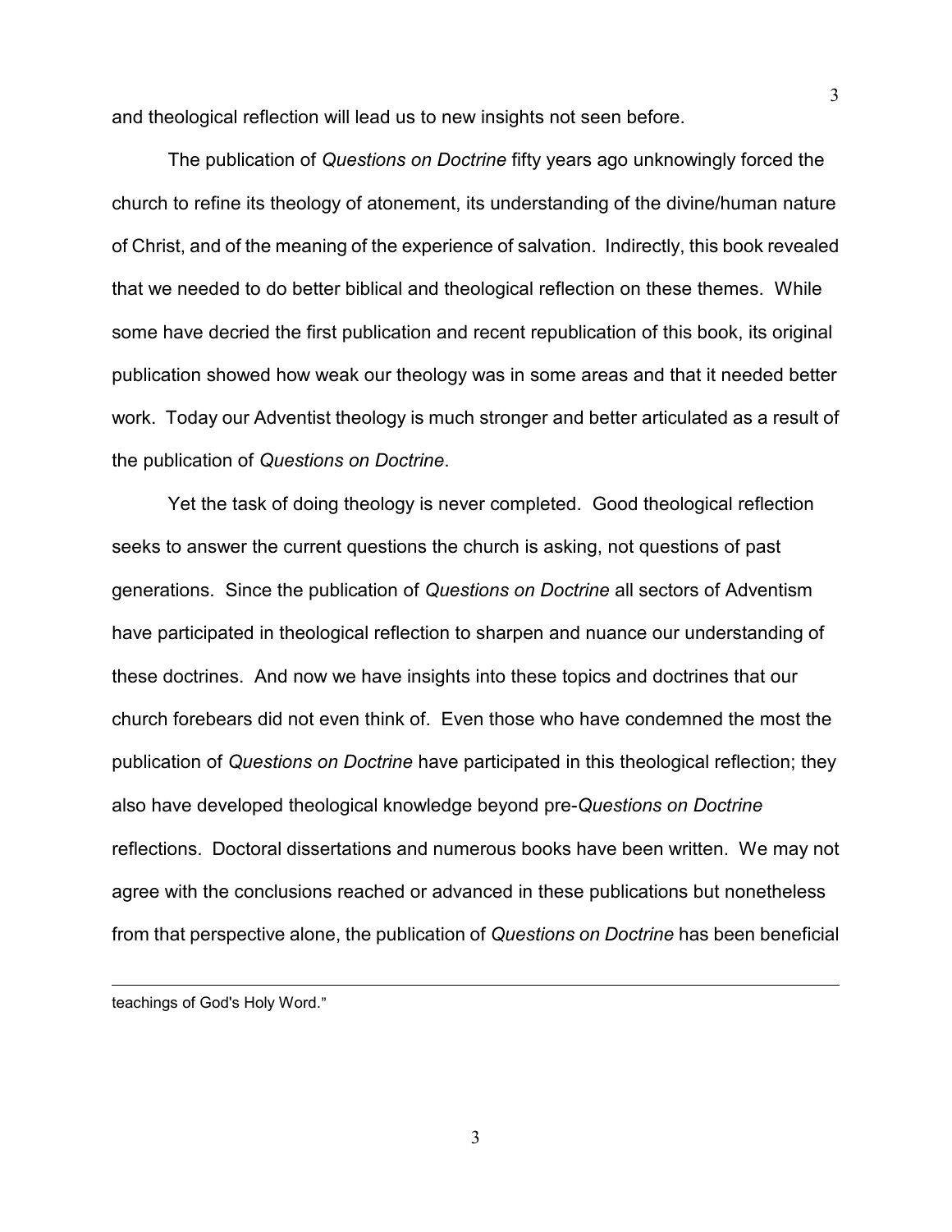and theological reflection will lead us to new insights not seen before.

The publication of *Questions on Doctrine* fifty years ago unknowingly forced the church to refine its theology of atonement, its understanding of the divine/human nature of Christ, and of the meaning of the experience of salvation. Indirectly, this book revealed that we needed to do better biblical and theological reflection on these themes. While some have decried the first publication and recent republication of this book, its original publication showed how weak our theology was in some areas and that it needed better work. Today our Adventist theology is much stronger and better articulated as a result of the publication of *Questions on Doctrine*.

Yet the task of doing theology is never completed. Good theological reflection seeks to answer the current questions the church is asking, not questions of past generations. Since the publication of *Questions on Doctrine* all sectors of Adventism have participated in theological reflection to sharpen and nuance our understanding of these doctrines. And now we have insights into these topics and doctrines that our church forebears did not even think of. Even those who have condemned the most the publication of *Questions on Doctrine* have participated in this theological reflection; they also have developed theological knowledge beyond pre-*Questions on Doctrine* reflections. Doctoral dissertations and numerous books have been written. We may not agree with the conclusions reached or advanced in these publications but nonetheless from that perspective alone, the publication of *Questions on Doctrine* has been beneficial

---

teachings of God's Holy Word."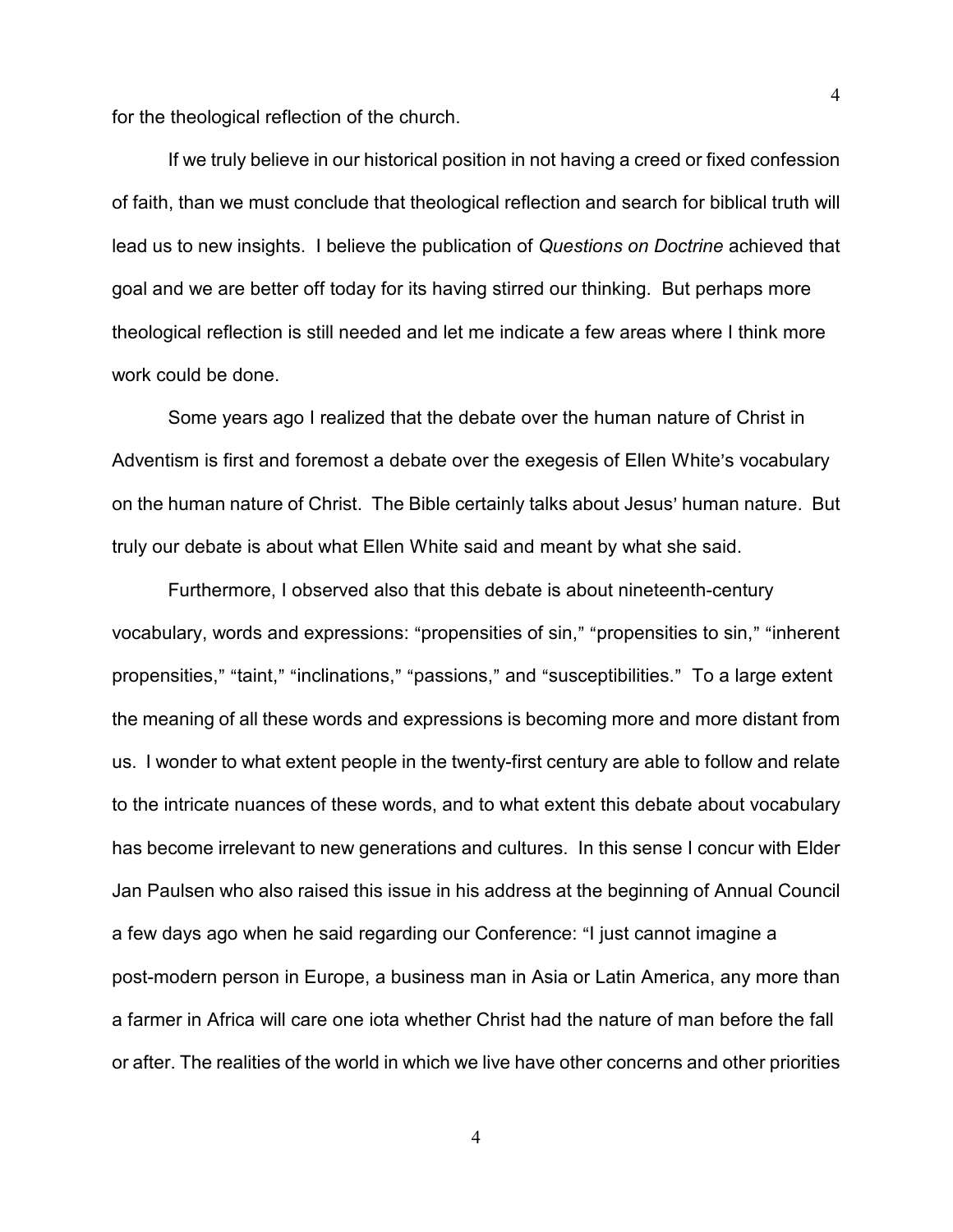for the theological reflection of the church.

If we truly believe in our historical position in not having a creed or fixed confession of faith, than we must conclude that theological reflection and search for biblical truth will lead us to new insights. I believe the publication of *Questions on Doctrine* achieved that goal and we are better off today for its having stirred our thinking. But perhaps more theological reflection is still needed and let me indicate a few areas where I think more work could be done.

Some years ago I realized that the debate over the human nature of Christ in Adventism is first and foremost a debate over the exegesis of Ellen White's vocabulary on the human nature of Christ. The Bible certainly talks about Jesus' human nature. But truly our debate is about what Ellen White said and meant by what she said.

Furthermore, I observed also that this debate is about nineteenth-century vocabulary, words and expressions: "propensities of sin," "propensities to sin," "inherent propensities," "taint," "inclinations," "passions," and "susceptibilities." To a large extent the meaning of all these words and expressions is becoming more and more distant from us. I wonder to what extent people in the twenty-first century are able to follow and relate to the intricate nuances of these words, and to what extent this debate about vocabulary has become irrelevant to new generations and cultures. In this sense I concur with Elder Jan Paulsen who also raised this issue in his address at the beginning of Annual Council a few days ago when he said regarding our Conference: "I just cannot imagine a post-modern person in Europe, a business man in Asia or Latin America, any more than a farmer in Africa will care one iota whether Christ had the nature of man before the fall or after. The realities of the world in which we live have other concerns and other priorities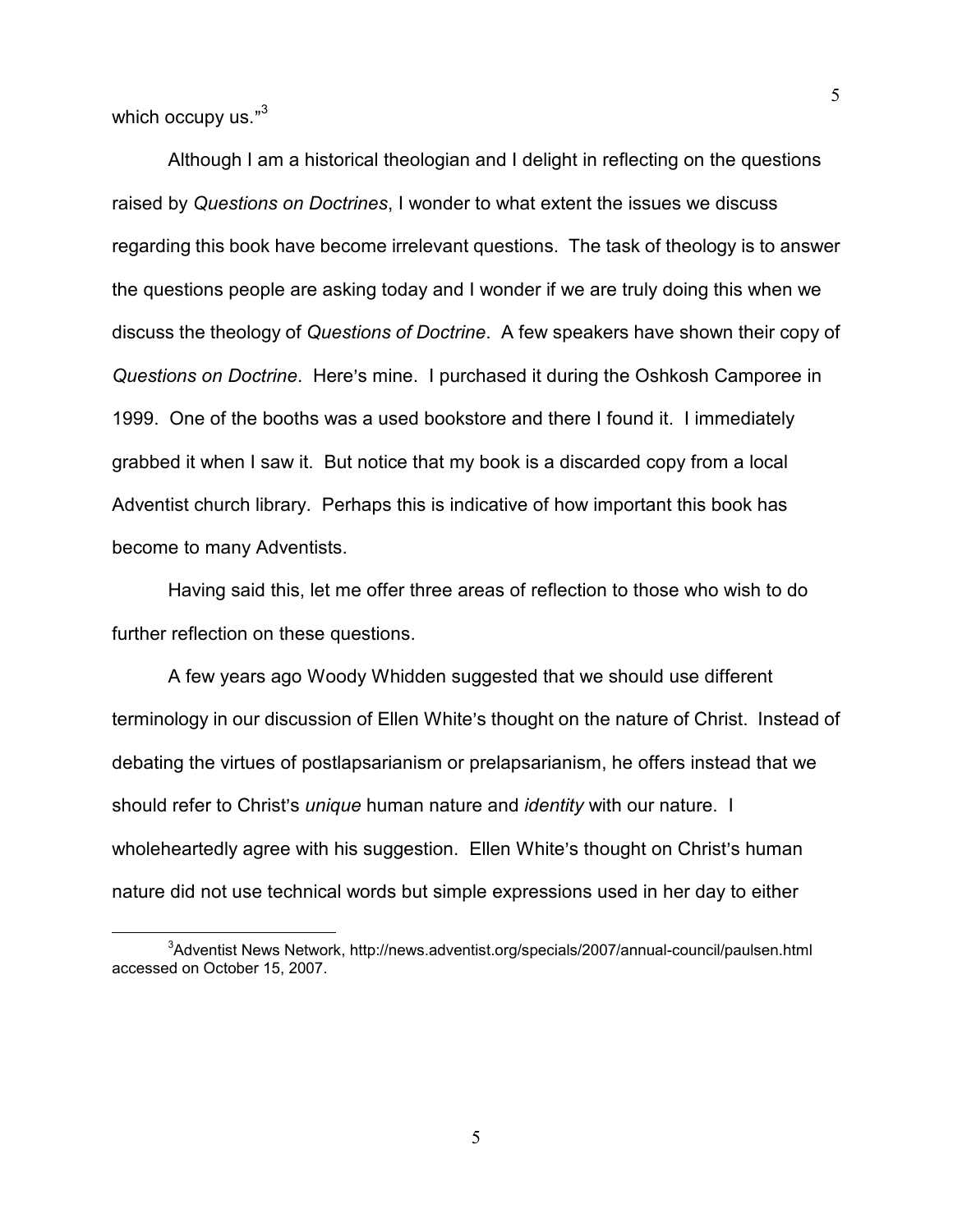which occupy us."[3]

Although I am a historical theologian and I delight in reflecting on the questions raised by *Questions on Doctrines*, I wonder to what extent the issues we discuss regarding this book have become irrelevant questions. The task of theology is to answer the questions people are asking today and I wonder if we are truly doing this when we discuss the theology of *Questions of Doctrine*. A few speakers have shown their copy of *Questions on Doctrine*. Here's mine. I purchased it during the Oshkosh Camporee in 1999. One of the booths was a used bookstore and there I found it. I immediately grabbed it when I saw it. But notice that my book is a discarded copy from a local Adventist church library. Perhaps this is indicative of how important this book has become to many Adventists.

Having said this, let me offer three areas of reflection to those who wish to do further reflection on these questions.

A few years ago Woody Whidden suggested that we should use different terminology in our discussion of Ellen White's thought on the nature of Christ. Instead of debating the virtues of postlapsarianism or prelapsarianism, he offers instead that we should refer to Christ's *unique* human nature and *identity* with our nature. I wholeheartedly agree with his suggestion. Ellen White's thought on Christ's human nature did not use technical words but simple expressions used in her day to either

---

[3] Adventist News Network, http://news.adventist.org/specials/2007/annual-council/paulsen.html accessed on October 15, 2007.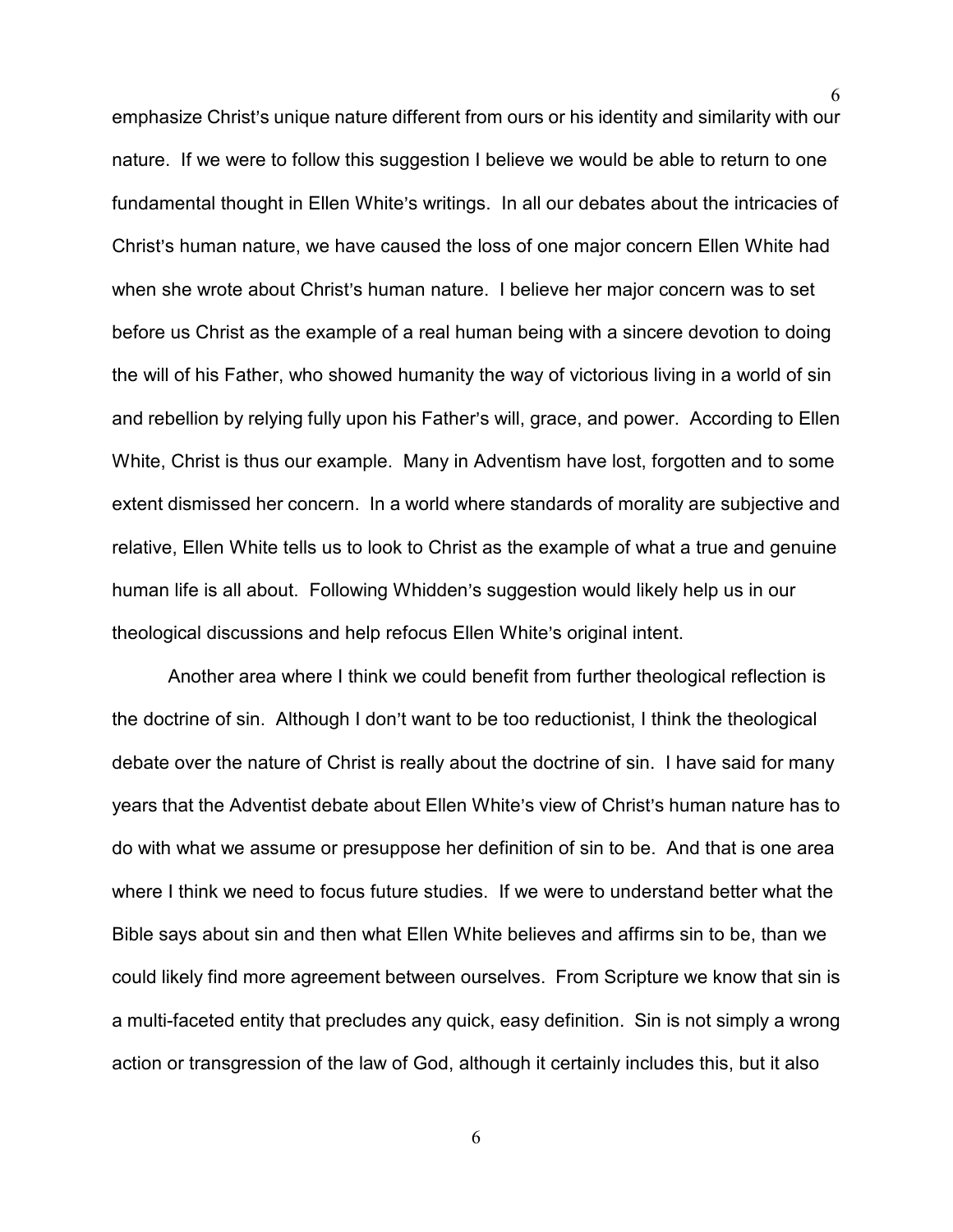emphasize Christ's unique nature different from ours or his identity and similarity with our nature. If we were to follow this suggestion I believe we would be able to return to one fundamental thought in Ellen White's writings. In all our debates about the intricacies of Christ's human nature, we have caused the loss of one major concern Ellen White had when she wrote about Christ's human nature. I believe her major concern was to set before us Christ as the example of a real human being with a sincere devotion to doing the will of his Father, who showed humanity the way of victorious living in a world of sin and rebellion by relying fully upon his Father's will, grace, and power. According to Ellen White, Christ is thus our example. Many in Adventism have lost, forgotten and to some extent dismissed her concern. In a world where standards of morality are subjective and relative, Ellen White tells us to look to Christ as the example of what a true and genuine human life is all about. Following Whidden's suggestion would likely help us in our theological discussions and help refocus Ellen White's original intent.

Another area where I think we could benefit from further theological reflection is the doctrine of sin. Although I don't want to be too reductionist, I think the theological debate over the nature of Christ is really about the doctrine of sin. I have said for many years that the Adventist debate about Ellen White's view of Christ's human nature has to do with what we assume or presuppose her definition of sin to be. And that is one area where I think we need to focus future studies. If we were to understand better what the Bible says about sin and then what Ellen White believes and affirms sin to be, than we could likely find more agreement between ourselves. From Scripture we know that sin is a multi-faceted entity that precludes any quick, easy definition. Sin is not simply a wrong action or transgression of the law of God, although it certainly includes this, but it also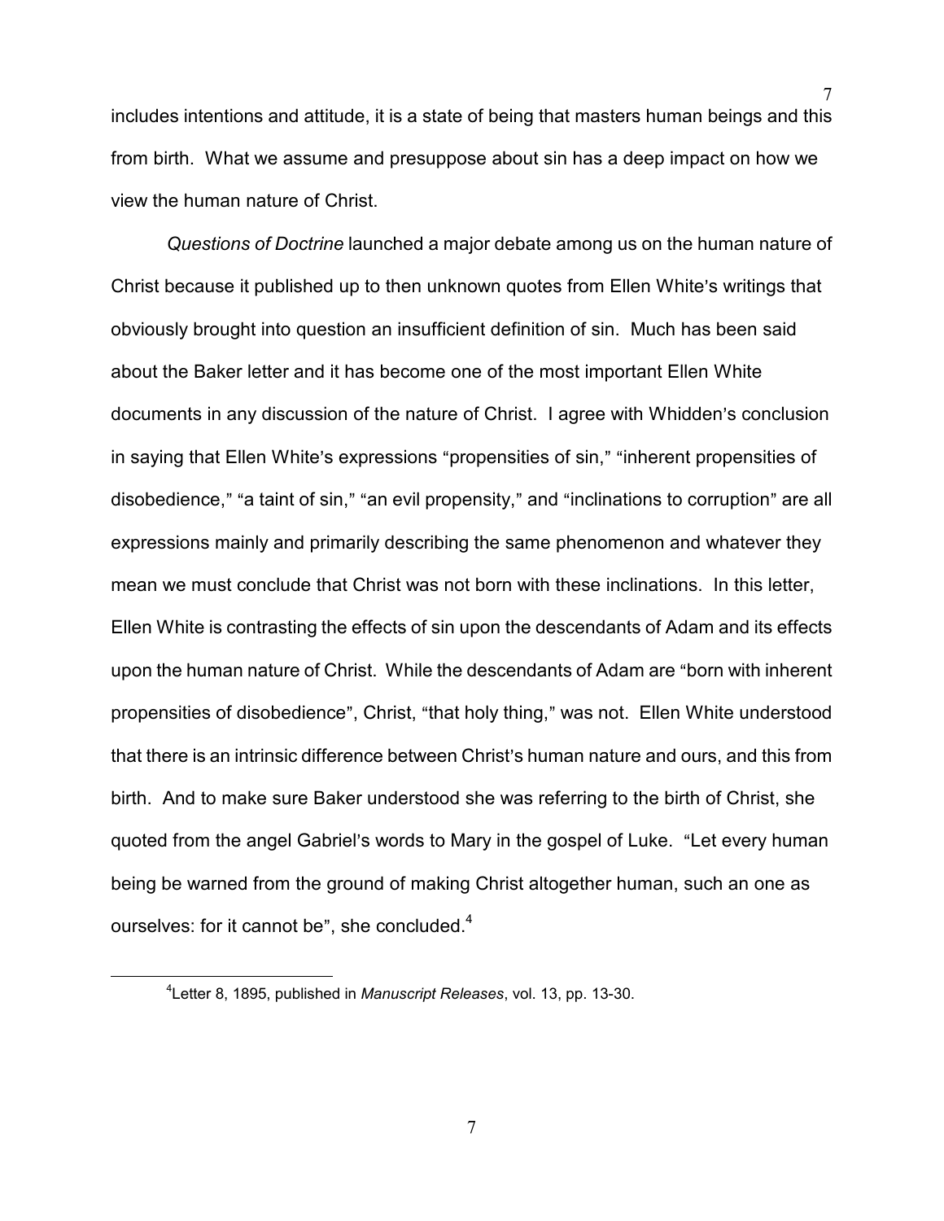includes intentions and attitude, it is a state of being that masters human beings and this from birth. What we assume and presuppose about sin has a deep impact on how we view the human nature of Christ.

*Questions of Doctrine* launched a major debate among us on the human nature of Christ because it published up to then unknown quotes from Ellen White's writings that obviously brought into question an insufficient definition of sin. Much has been said about the Baker letter and it has become one of the most important Ellen White documents in any discussion of the nature of Christ. I agree with Whidden's conclusion in saying that Ellen White's expressions "propensities of sin," "inherent propensities of disobedience," "a taint of sin," "an evil propensity," and "inclinations to corruption" are all expressions mainly and primarily describing the same phenomenon and whatever they mean we must conclude that Christ was not born with these inclinations. In this letter, Ellen White is contrasting the effects of sin upon the descendants of Adam and its effects upon the human nature of Christ. While the descendants of Adam are "born with inherent propensities of disobedience", Christ, "that holy thing," was not. Ellen White understood that there is an intrinsic difference between Christ's human nature and ours, and this from birth. And to make sure Baker understood she was referring to the birth of Christ, she quoted from the angel Gabriel's words to Mary in the gospel of Luke. "Let every human being be warned from the ground of making Christ altogether human, such an one as ourselves: for it cannot be", she concluded.[4]

---

[4]Letter 8, 1895, published in *Manuscript Releases*, vol. 13, pp. 13-30.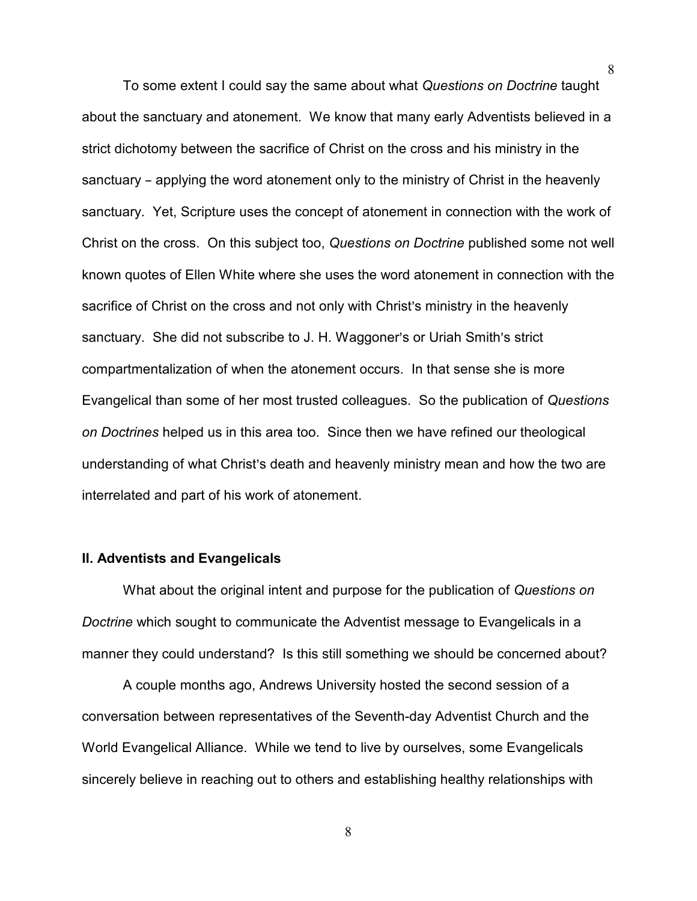To some extent I could say the same about what *Questions on Doctrine* taught about the sanctuary and atonement. We know that many early Adventists believed in a strict dichotomy between the sacrifice of Christ on the cross and his ministry in the sanctuary – applying the word atonement only to the ministry of Christ in the heavenly sanctuary. Yet, Scripture uses the concept of atonement in connection with the work of Christ on the cross. On this subject too, *Questions on Doctrine* published some not well known quotes of Ellen White where she uses the word atonement in connection with the sacrifice of Christ on the cross and not only with Christ's ministry in the heavenly sanctuary. She did not subscribe to J. H. Waggoner's or Uriah Smith's strict compartmentalization of when the atonement occurs. In that sense she is more Evangelical than some of her most trusted colleagues. So the publication of *Questions on Doctrines* helped us in this area too. Since then we have refined our theological understanding of what Christ's death and heavenly ministry mean and how the two are interrelated and part of his work of atonement.

## II. Adventists and Evangelicals

What about the original intent and purpose for the publication of *Questions on Doctrine* which sought to communicate the Adventist message to Evangelicals in a manner they could understand? Is this still something we should be concerned about?

A couple months ago, Andrews University hosted the second session of a conversation between representatives of the Seventh-day Adventist Church and the World Evangelical Alliance. While we tend to live by ourselves, some Evangelicals sincerely believe in reaching out to others and establishing healthy relationships with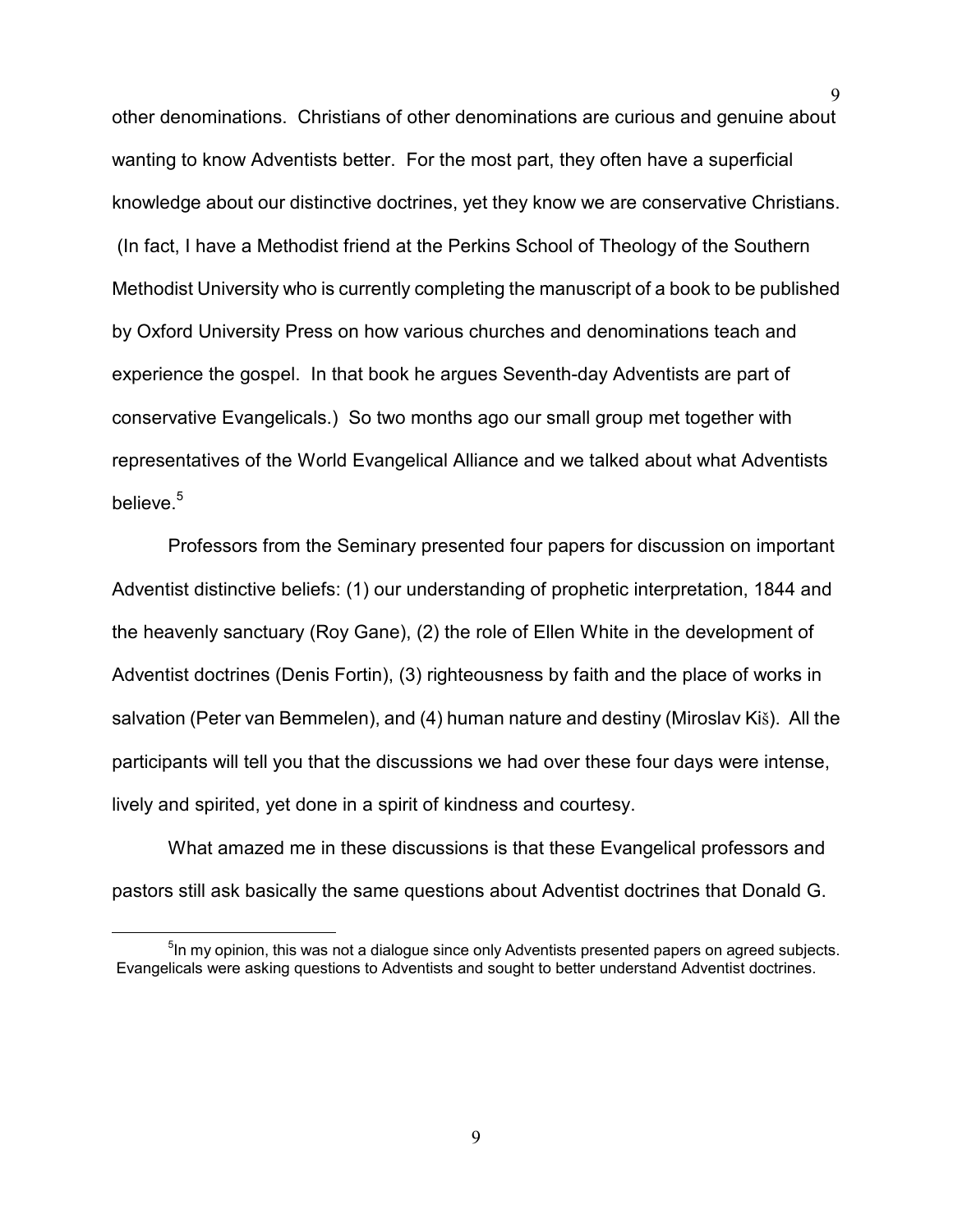other denominations. Christians of other denominations are curious and genuine about wanting to know Adventists better. For the most part, they often have a superficial knowledge about our distinctive doctrines, yet they know we are conservative Christians. (In fact, I have a Methodist friend at the Perkins School of Theology of the Southern Methodist University who is currently completing the manuscript of a book to be published by Oxford University Press on how various churches and denominations teach and experience the gospel. In that book he argues Seventh-day Adventists are part of conservative Evangelicals.) So two months ago our small group met together with representatives of the World Evangelical Alliance and we talked about what Adventists believe.[5]

Professors from the Seminary presented four papers for discussion on important Adventist distinctive beliefs: (1) our understanding of prophetic interpretation, 1844 and the heavenly sanctuary (Roy Gane), (2) the role of Ellen White in the development of Adventist doctrines (Denis Fortin), (3) righteousness by faith and the place of works in salvation (Peter van Bemmelen), and (4) human nature and destiny (Miroslav Kiš). All the participants will tell you that the discussions we had over these four days were intense, lively and spirited, yet done in a spirit of kindness and courtesy.

What amazed me in these discussions is that these Evangelical professors and pastors still ask basically the same questions about Adventist doctrines that Donald G.

[5] In my opinion, this was not a dialogue since only Adventists presented papers on agreed subjects. Evangelicals were asking questions to Adventists and sought to better understand Adventist doctrines.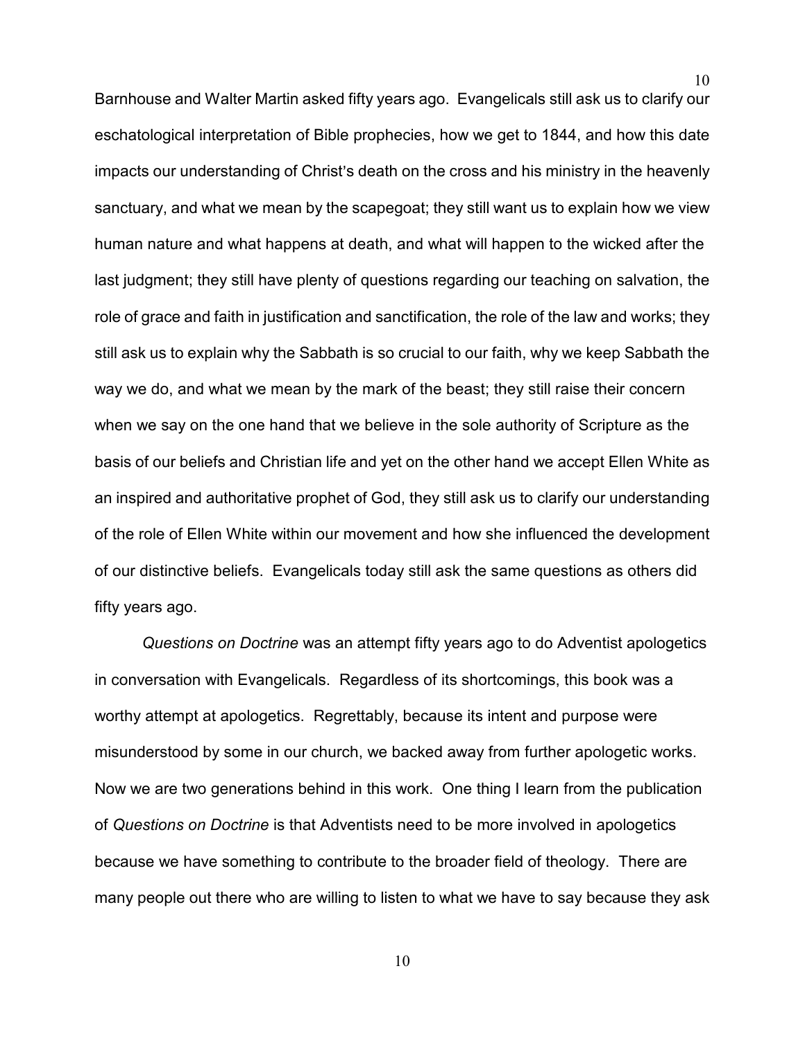Barnhouse and Walter Martin asked fifty years ago. Evangelicals still ask us to clarify our eschatological interpretation of Bible prophecies, how we get to 1844, and how this date impacts our understanding of Christ's death on the cross and his ministry in the heavenly sanctuary, and what we mean by the scapegoat; they still want us to explain how we view human nature and what happens at death, and what will happen to the wicked after the last judgment; they still have plenty of questions regarding our teaching on salvation, the role of grace and faith in justification and sanctification, the role of the law and works; they still ask us to explain why the Sabbath is so crucial to our faith, why we keep Sabbath the way we do, and what we mean by the mark of the beast; they still raise their concern when we say on the one hand that we believe in the sole authority of Scripture as the basis of our beliefs and Christian life and yet on the other hand we accept Ellen White as an inspired and authoritative prophet of God, they still ask us to clarify our understanding of the role of Ellen White within our movement and how she influenced the development of our distinctive beliefs. Evangelicals today still ask the same questions as others did fifty years ago.

*Questions on Doctrine* was an attempt fifty years ago to do Adventist apologetics in conversation with Evangelicals. Regardless of its shortcomings, this book was a worthy attempt at apologetics. Regrettably, because its intent and purpose were misunderstood by some in our church, we backed away from further apologetic works. Now we are two generations behind in this work. One thing I learn from the publication of *Questions on Doctrine* is that Adventists need to be more involved in apologetics because we have something to contribute to the broader field of theology. There are many people out there who are willing to listen to what we have to say because they ask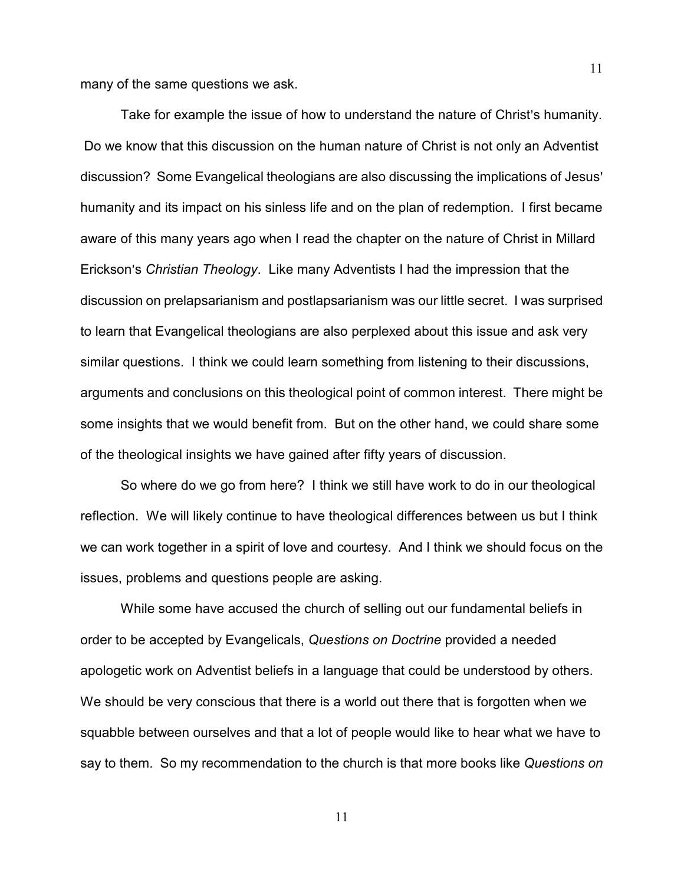many of the same questions we ask.

Take for example the issue of how to understand the nature of Christ's humanity. Do we know that this discussion on the human nature of Christ is not only an Adventist discussion? Some Evangelical theologians are also discussing the implications of Jesus' humanity and its impact on his sinless life and on the plan of redemption. I first became aware of this many years ago when I read the chapter on the nature of Christ in Millard Erickson's *Christian Theology*. Like many Adventists I had the impression that the discussion on prelapsarianism and postlapsarianism was our little secret. I was surprised to learn that Evangelical theologians are also perplexed about this issue and ask very similar questions. I think we could learn something from listening to their discussions, arguments and conclusions on this theological point of common interest. There might be some insights that we would benefit from. But on the other hand, we could share some of the theological insights we have gained after fifty years of discussion.

So where do we go from here? I think we still have work to do in our theological reflection. We will likely continue to have theological differences between us but I think we can work together in a spirit of love and courtesy. And I think we should focus on the issues, problems and questions people are asking.

While some have accused the church of selling out our fundamental beliefs in order to be accepted by Evangelicals, *Questions on Doctrine* provided a needed apologetic work on Adventist beliefs in a language that could be understood by others. We should be very conscious that there is a world out there that is forgotten when we squabble between ourselves and that a lot of people would like to hear what we have to say to them. So my recommendation to the church is that more books like *Questions on*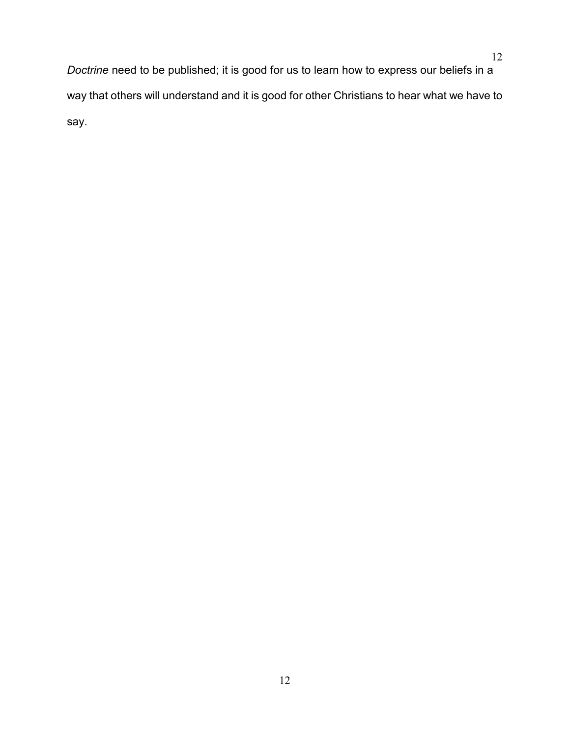*Doctrine* need to be published; it is good for us to learn how to express our beliefs in a way that others will understand and it is good for other Christians to hear what we have to say.